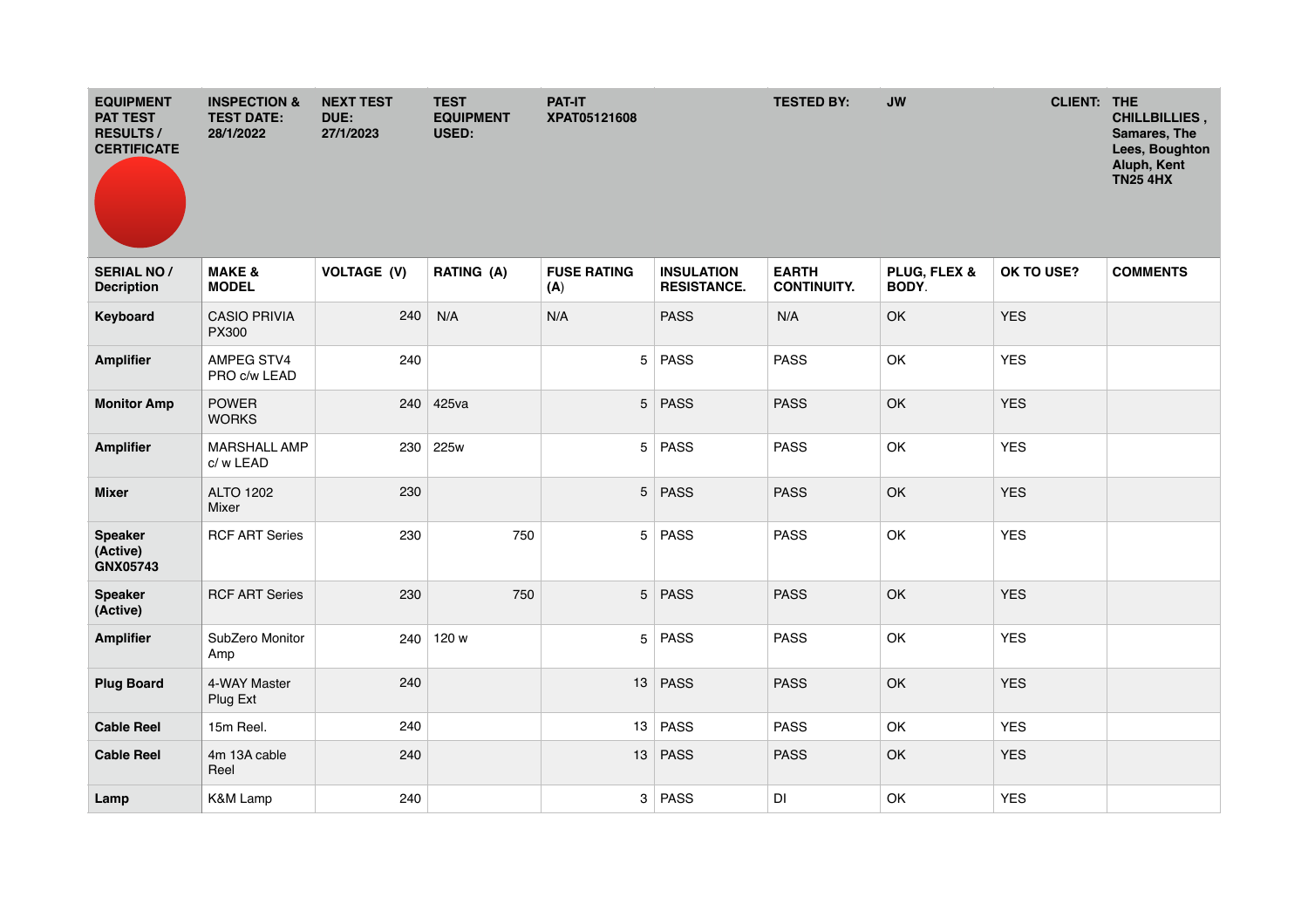| EQUIPMENT PAT TEST RESULTS / CERTIFICATE | INSPECTION & TEST DATE: 28/1/2022 | NEXT TEST DUE: 27/1/2023 | TEST EQUIPMENT USED: | PAT-IT XPAT05121608 | | TESTED BY: | JW | CLIENT: | THE CHILLBILLIES , Samares, The Lees, Boughton Aluph, Kent TN25 4HX |
|---|---|---|---|---|---|---|---|---|---|
| **SERIAL NO / Decription** | **MAKE & MODEL** | **VOLTAGE (V)** | **RATING (A)** | **FUSE RATING (A)** | **INSULATION RESISTANCE.** | **EARTH CONTINUITY.** | **PLUG, FLEX & BODY.** | **OK TO USE?** | **COMMENTS** |
| **Keyboard** | CASIO PRIVIA PX300 | 240 | N/A | N/A | PASS | N/A | OK | YES | |
| **Amplifier** | AMPEG STV4 PRO c/w LEAD | 240 | | 5 | PASS | PASS | OK | YES | |
| **Monitor Amp** | POWER WORKS | 240 | 425va | 5 | PASS | PASS | OK | YES | |
| **Amplifier** | MARSHALL AMP c/ w LEAD | 230 | 225w | 5 | PASS | PASS | OK | YES | |
| **Mixer** | ALTO 1202 Mixer | 230 | | 5 | PASS | PASS | OK | YES | |
| **Speaker (Active) GNX05743** | RCF ART Series | 230 | 750 | 5 | PASS | PASS | OK | YES | |
| **Speaker (Active)** | RCF ART Series | 230 | 750 | 5 | PASS | PASS | OK | YES | |
| **Amplifier** | SubZero Monitor Amp | 240 | 120 w | 5 | PASS | PASS | OK | YES | |
| **Plug Board** | 4-WAY Master Plug Ext | 240 | | 13 | PASS | PASS | OK | YES | |
| **Cable Reel** | 15m Reel. | 240 | | 13 | PASS | PASS | OK | YES | |
| **Cable Reel** | 4m 13A cable Reel | 240 | | 13 | PASS | PASS | OK | YES | |
| **Lamp** | K&M Lamp | 240 | | 3 | PASS | DI | OK | YES | |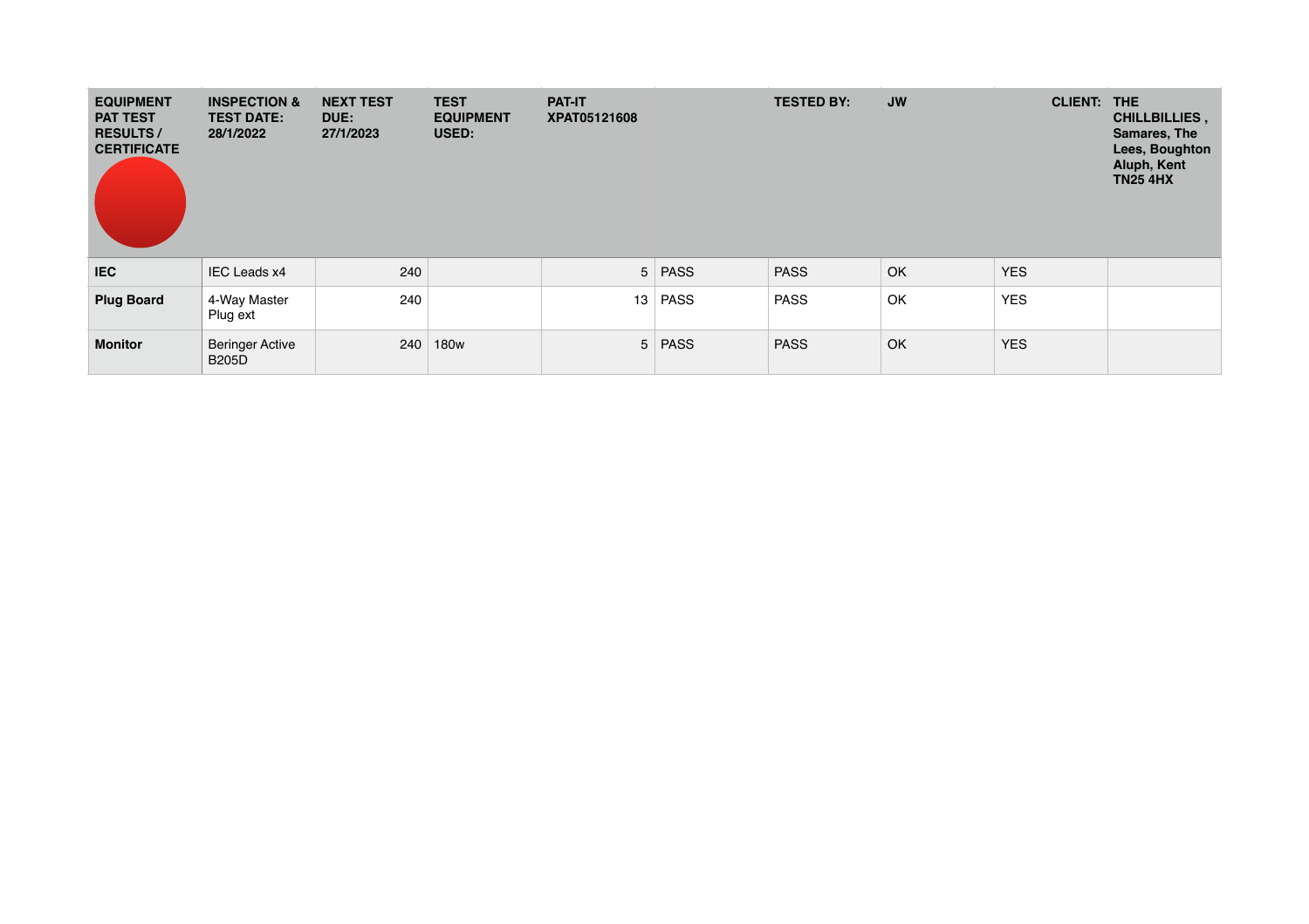| EQUIPMENT PAT TEST RESULTS / CERTIFICATE | INSPECTION & TEST DATE: 28/1/2022 | NEXT TEST DUE: 27/1/2023 | TEST EQUIPMENT USED: | PAT-IT XPAT05121608 | | TESTED BY: | JW | CLIENT: | THE CHILLBILLIES , Samares, The Lees, Boughton Aluph, Kent TN25 4HX |
|---|---|---|---|---|---|---|---|---|---|
| **IEC** | IEC Leads x4 | 240 | | 5 | PASS | PASS | OK | YES | |
| **Plug Board** | 4-Way Master Plug ext | 240 | | 13 | PASS | PASS | OK | YES | |
| **Monitor** | Beringer Active B205D | 240 | 180w | 5 | PASS | PASS | OK | YES | |